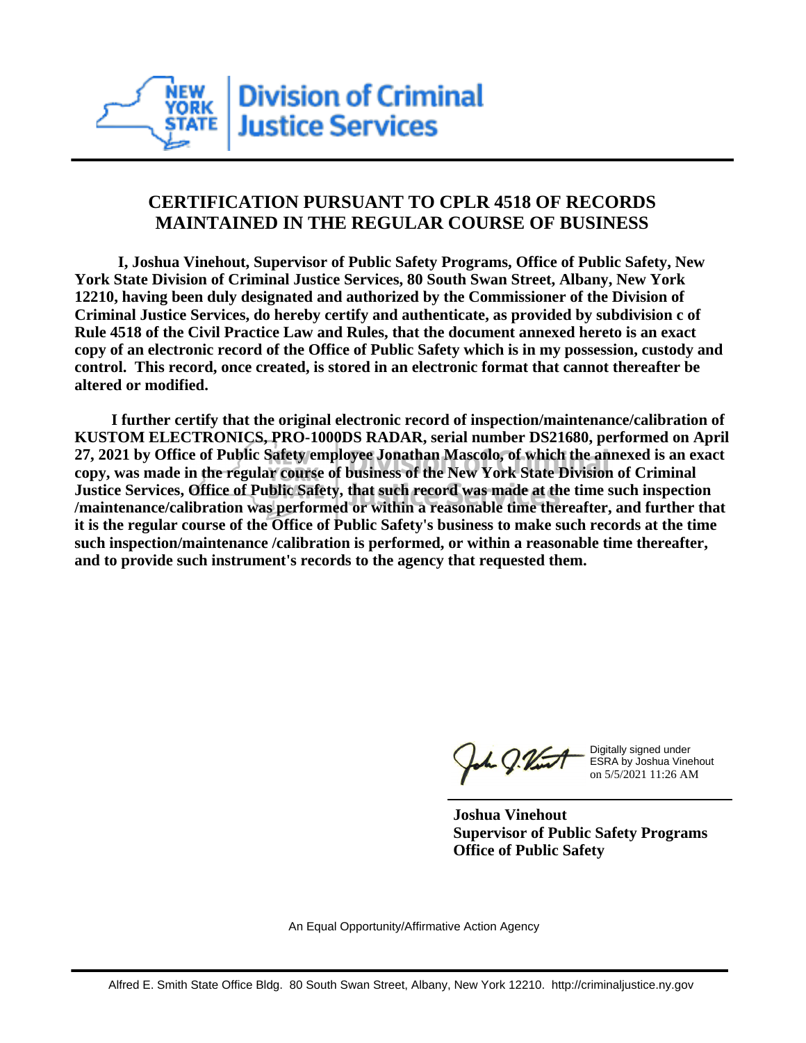**NEW YORK STATE** | **Division of Criminal Justice Services**

## CERTIFICATION PURSUANT TO CPLR 4518 OF RECORDS MAINTAINED IN THE REGULAR COURSE OF BUSINESS

**I, Joshua Vinehout, Supervisor of Public Safety Programs, Office of Public Safety, New York State Division of Criminal Justice Services, 80 South Swan Street, Albany, New York 12210, having been duly designated and authorized by the Commissioner of the Division of Criminal Justice Services, do hereby certify and authenticate, as provided by subdivision c of Rule 4518 of the Civil Practice Law and Rules, that the document annexed hereto is an exact copy of an electronic record of the Office of Public Safety which is in my possession, custody and control. This record, once created, is stored in an electronic format that cannot thereafter be altered or modified.**

**I further certify that the original electronic record of inspection/maintenance/calibration of KUSTOM ELECTRONICS, PRO-1000DS RADAR, serial number DS21680, performed on April 27, 2021 by Office of Public Safety employee Jonathan Mascolo, of which the annexed is an exact copy, was made in the regular course of business of the New York State Division of Criminal Justice Services, Office of Public Safety, that such record was made at the time such inspection /maintenance/calibration was performed or within a reasonable time thereafter, and further that it is the regular course of the Office of Public Safety's business to make such records at the time such inspection/maintenance /calibration is performed, or within a reasonable time thereafter, and to provide such instrument's records to the agency that requested them.**

Digitally signed under ESRA by Joshua Vinehout on 5/5/2021 11:26 AM

**Joshua Vinehout**
**Supervisor of Public Safety Programs**
**Office of Public Safety**

An Equal Opportunity/Affirmative Action Agency

Alfred E. Smith State Office Bldg. 80 South Swan Street, Albany, New York 12210. http://criminaljustice.ny.gov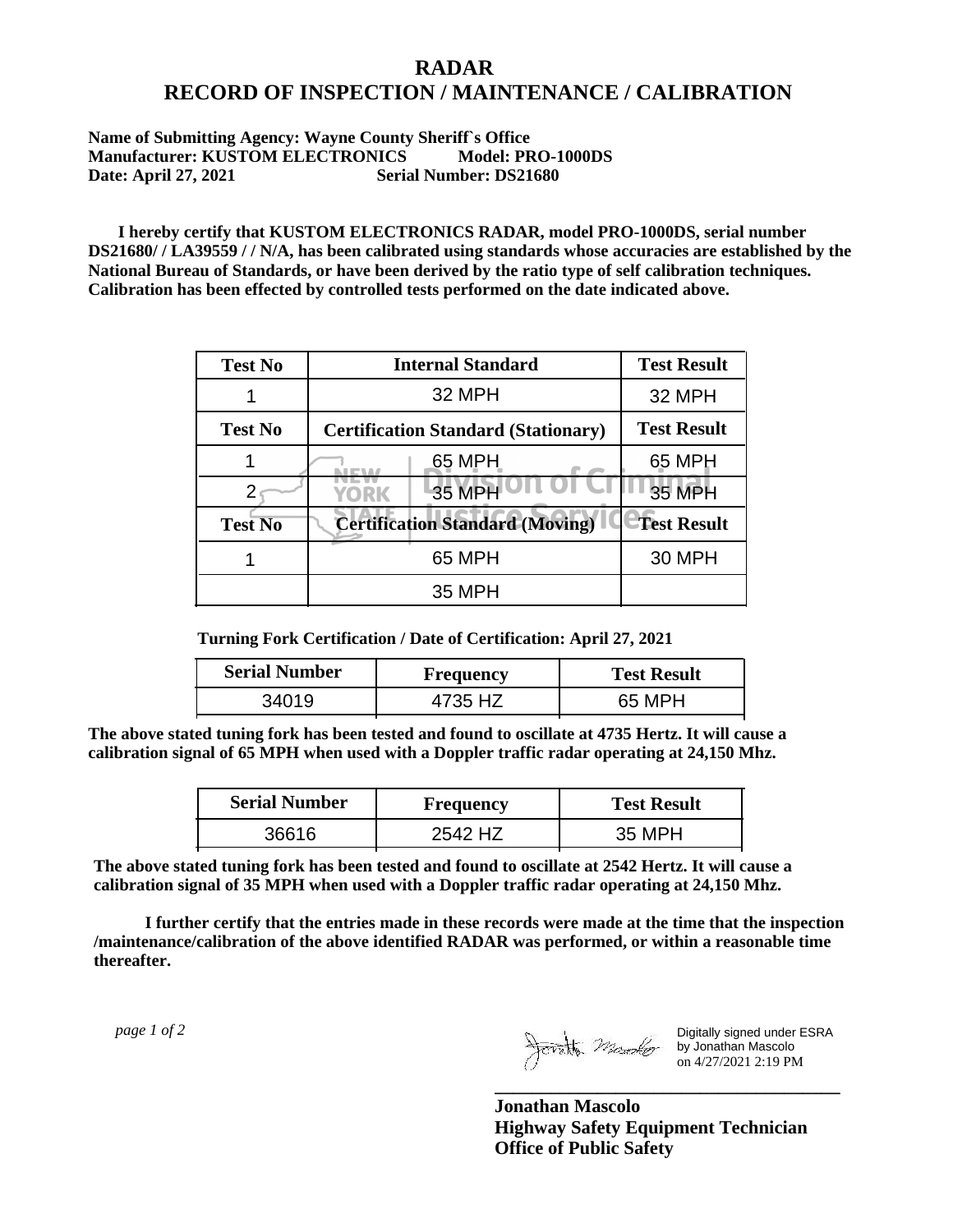# RADAR
# RECORD OF INSPECTION / MAINTENANCE / CALIBRATION

**Name of Submitting Agency: Wayne County Sheriff`s Office**
**Manufacturer: KUSTOM ELECTRONICS Model: PRO-1000DS**
**Date: April 27, 2021 Serial Number: DS21680**

**I hereby certify that KUSTOM ELECTRONICS RADAR, model PRO-1000DS, serial number DS21680/ / LA39559 / / N/A, has been calibrated using standards whose accuracies are established by the National Bureau of Standards, or have been derived by the ratio type of self calibration techniques. Calibration has been effected by controlled tests performed on the date indicated above.**

| Test No | Internal Standard | Test Result |
|---|---|---|
| 1 | 32 MPH | 32 MPH |
| **Test No** | **Certification Standard (Stationary)** | **Test Result** |
| 1 | 65 MPH | 65 MPH |
| 2 | 35 MPH | 35 MPH |
| **Test No** | **Certification Standard (Moving)** | **Test Result** |
| 1 | 65 MPH | 30 MPH |
| | 35 MPH | |

**Turning Fork Certification / Date of Certification: April 27, 2021**

| Serial Number | Frequency | Test Result |
|---|---|---|
| 34019 | 4735 HZ | 65 MPH |

**The above stated tuning fork has been tested and found to oscillate at 4735 Hertz. It will cause a calibration signal of 65 MPH when used with a Doppler traffic radar operating at 24,150 Mhz.**

| Serial Number | Frequency | Test Result |
|---|---|---|
| 36616 | 2542 HZ | 35 MPH |

**The above stated tuning fork has been tested and found to oscillate at 2542 Hertz. It will cause a calibration signal of 35 MPH when used with a Doppler traffic radar operating at 24,150 Mhz.**

**I further certify that the entries made in these records were made at the time that the inspection /maintenance/calibration of the above identified RADAR was performed, or within a reasonable time thereafter.**

Digitally signed under ESRA by Jonathan Mascolo on 4/27/2021 2:19 PM

**Jonathan Mascolo**
**Highway Safety Equipment Technician**
**Office of Public Safety**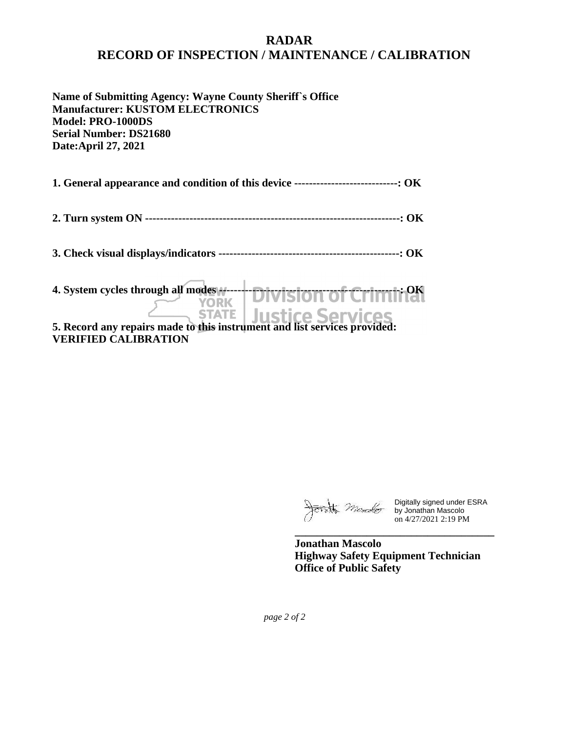# RADAR
# RECORD OF INSPECTION / MAINTENANCE / CALIBRATION

**Name of Submitting Agency: Wayne County Sheriff`s Office**
**Manufacturer: KUSTOM ELECTRONICS**
**Model: PRO-1000DS**
**Serial Number: DS21680**
**Date:April 27, 2021**

**1. General appearance and condition of this device ----------------------------: OK**

**2. Turn system ON -------------------------------------------------------------------: OK**

**3. Check visual displays/indicators -------------------------------------------------: OK**

**4. System cycles through all modes ------------------------------------------------: OK**

**5. Record any repairs made to this instrument and list services provided:**
**VERIFIED CALIBRATION**

Digitally signed under ESRA by Jonathan Mascolo on 4/27/2021 2:19 PM

**Jonathan Mascolo**
**Highway Safety Equipment Technician**
**Office of Public Safety**